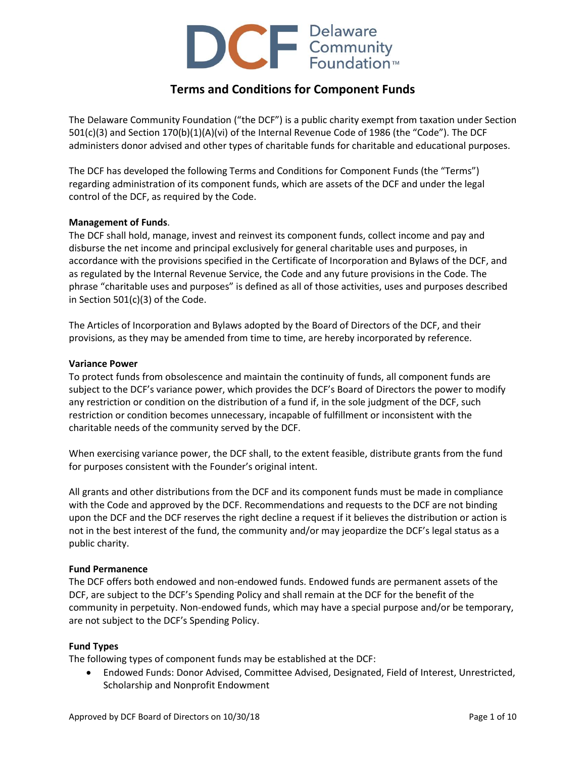# Terms and Conditions for Component Funds

The Delaware Community Foundation ("the DCF") is a public charity exempt from taxation under Section 501(c)(3) and Section 170(b)(1)(A)(vi) of the Internal Revenue Code of 1986 (the "Code"). The DCF administers donor advised and other types of charitable funds for charitable and educational purposes.

The DCF has developed the following Terms and Conditions for Component Funds (the "Terms") regarding administration of its component funds, which are assets of the DCF and under the legal control of the DCF, as required by the Code.

**Management of Funds**.

The DCF shall hold, manage, invest and reinvest its component funds, collect income and pay and disburse the net income and principal exclusively for general charitable uses and purposes, in accordance with the provisions specified in the Certificate of Incorporation and Bylaws of the DCF, and as regulated by the Internal Revenue Service, the Code and any future provisions in the Code. The phrase "charitable uses and purposes" is defined as all of those activities, uses and purposes described in Section 501(c)(3) of the Code.

The Articles of Incorporation and Bylaws adopted by the Board of Directors of the DCF, and their provisions, as they may be amended from time to time, are hereby incorporated by reference.

**Variance Power**

To protect funds from obsolescence and maintain the continuity of funds, all component funds are subject to the DCF's variance power, which provides the DCF's Board of Directors the power to modify any restriction or condition on the distribution of a fund if, in the sole judgment of the DCF, such restriction or condition becomes unnecessary, incapable of fulfillment or inconsistent with the charitable needs of the community served by the DCF.

When exercising variance power, the DCF shall, to the extent feasible, distribute grants from the fund for purposes consistent with the Founder's original intent.

All grants and other distributions from the DCF and its component funds must be made in compliance with the Code and approved by the DCF. Recommendations and requests to the DCF are not binding upon the DCF and the DCF reserves the right decline a request if it believes the distribution or action is not in the best interest of the fund, the community and/or may jeopardize the DCF's legal status as a public charity.

**Fund Permanence**

The DCF offers both endowed and non-endowed funds. Endowed funds are permanent assets of the DCF, are subject to the DCF's Spending Policy and shall remain at the DCF for the benefit of the community in perpetuity. Non-endowed funds, which may have a special purpose and/or be temporary, are not subject to the DCF's Spending Policy.

**Fund Types**

The following types of component funds may be established at the DCF:

- Endowed Funds: Donor Advised, Committee Advised, Designated, Field of Interest, Unrestricted, Scholarship and Nonprofit Endowment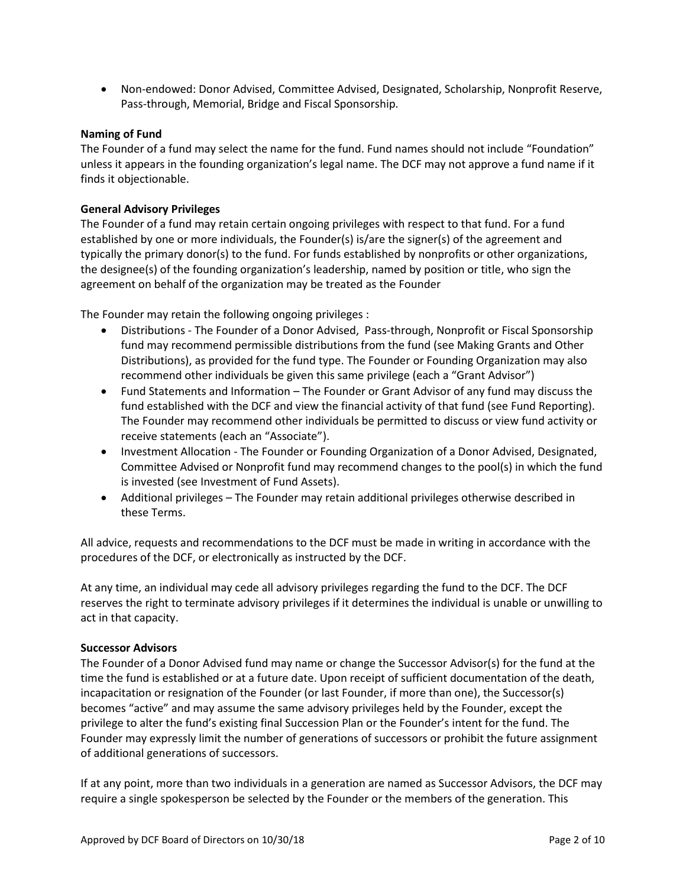- Non-endowed: Donor Advised, Committee Advised, Designated, Scholarship, Nonprofit Reserve, Pass-through, Memorial, Bridge and Fiscal Sponsorship.

**Naming of Fund**

The Founder of a fund may select the name for the fund. Fund names should not include "Foundation" unless it appears in the founding organization's legal name. The DCF may not approve a fund name if it finds it objectionable.

**General Advisory Privileges**

The Founder of a fund may retain certain ongoing privileges with respect to that fund. For a fund established by one or more individuals, the Founder(s) is/are the signer(s) of the agreement and typically the primary donor(s) to the fund. For funds established by nonprofits or other organizations, the designee(s) of the founding organization's leadership, named by position or title, who sign the agreement on behalf of the organization may be treated as the Founder

The Founder may retain the following ongoing privileges :

- Distributions - The Founder of a Donor Advised, Pass-through, Nonprofit or Fiscal Sponsorship fund may recommend permissible distributions from the fund (see Making Grants and Other Distributions), as provided for the fund type. The Founder or Founding Organization may also recommend other individuals be given this same privilege (each a "Grant Advisor")
- Fund Statements and Information – The Founder or Grant Advisor of any fund may discuss the fund established with the DCF and view the financial activity of that fund (see Fund Reporting). The Founder may recommend other individuals be permitted to discuss or view fund activity or receive statements (each an "Associate").
- Investment Allocation - The Founder or Founding Organization of a Donor Advised, Designated, Committee Advised or Nonprofit fund may recommend changes to the pool(s) in which the fund is invested (see Investment of Fund Assets).
- Additional privileges – The Founder may retain additional privileges otherwise described in these Terms.

All advice, requests and recommendations to the DCF must be made in writing in accordance with the procedures of the DCF, or electronically as instructed by the DCF.

At any time, an individual may cede all advisory privileges regarding the fund to the DCF. The DCF reserves the right to terminate advisory privileges if it determines the individual is unable or unwilling to act in that capacity.

**Successor Advisors**

The Founder of a Donor Advised fund may name or change the Successor Advisor(s) for the fund at the time the fund is established or at a future date. Upon receipt of sufficient documentation of the death, incapacitation or resignation of the Founder (or last Founder, if more than one), the Successor(s) becomes "active" and may assume the same advisory privileges held by the Founder, except the privilege to alter the fund's existing final Succession Plan or the Founder's intent for the fund. The Founder may expressly limit the number of generations of successors or prohibit the future assignment of additional generations of successors.

If at any point, more than two individuals in a generation are named as Successor Advisors, the DCF may require a single spokesperson be selected by the Founder or the members of the generation. This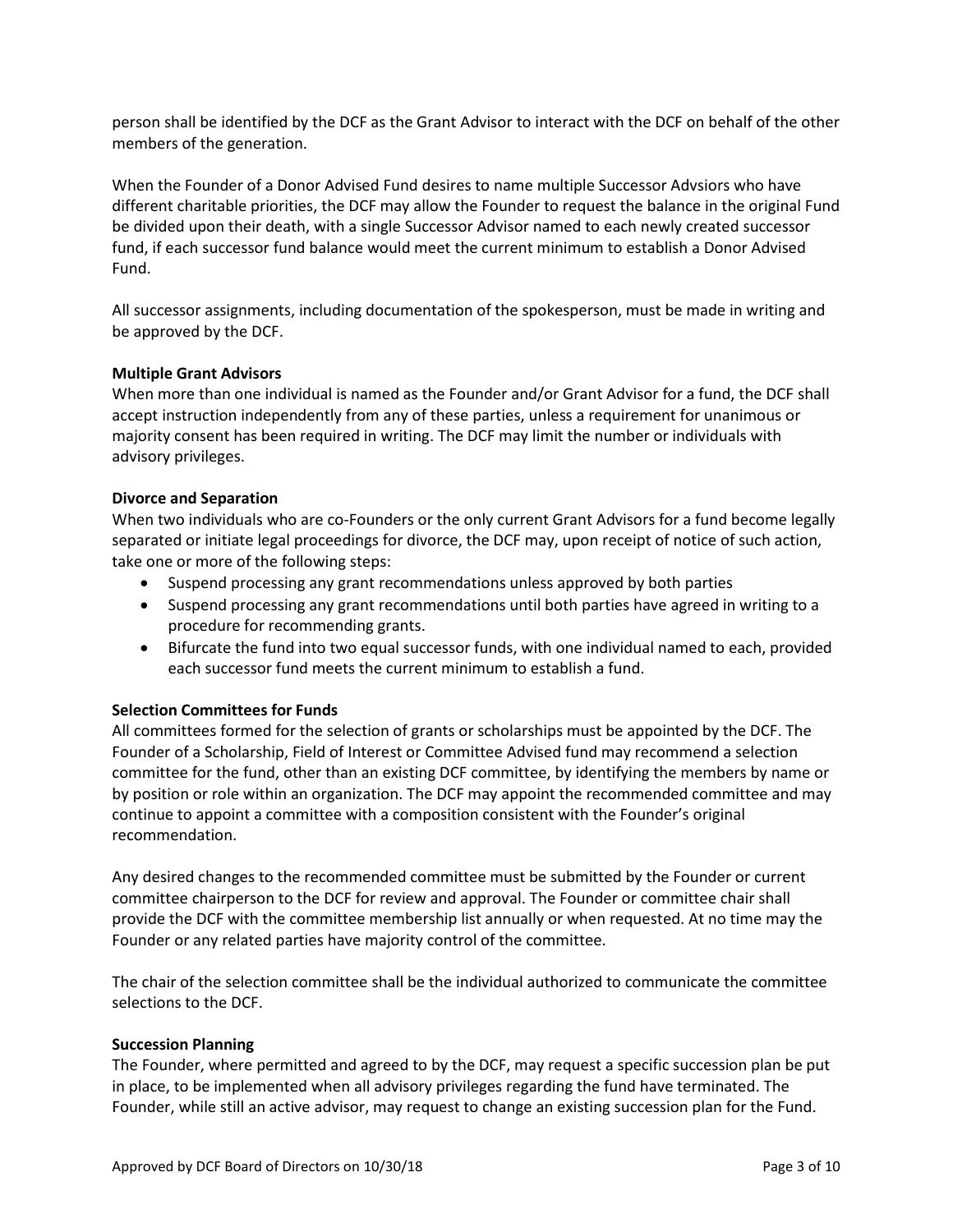person shall be identified by the DCF as the Grant Advisor to interact with the DCF on behalf of the other members of the generation.

When the Founder of a Donor Advised Fund desires to name multiple Successor Advsiors who have different charitable priorities, the DCF may allow the Founder to request the balance in the original Fund be divided upon their death, with a single Successor Advisor named to each newly created successor fund, if each successor fund balance would meet the current minimum to establish a Donor Advised Fund.

All successor assignments, including documentation of the spokesperson, must be made in writing and be approved by the DCF.

**Multiple Grant Advisors**

When more than one individual is named as the Founder and/or Grant Advisor for a fund, the DCF shall accept instruction independently from any of these parties, unless a requirement for unanimous or majority consent has been required in writing. The DCF may limit the number or individuals with advisory privileges.

**Divorce and Separation**

When two individuals who are co-Founders or the only current Grant Advisors for a fund become legally separated or initiate legal proceedings for divorce, the DCF may, upon receipt of notice of such action, take one or more of the following steps:

- Suspend processing any grant recommendations unless approved by both parties
- Suspend processing any grant recommendations until both parties have agreed in writing to a procedure for recommending grants.
- Bifurcate the fund into two equal successor funds, with one individual named to each, provided each successor fund meets the current minimum to establish a fund.

**Selection Committees for Funds**

All committees formed for the selection of grants or scholarships must be appointed by the DCF. The Founder of a Scholarship, Field of Interest or Committee Advised fund may recommend a selection committee for the fund, other than an existing DCF committee, by identifying the members by name or by position or role within an organization. The DCF may appoint the recommended committee and may continue to appoint a committee with a composition consistent with the Founder's original recommendation.

Any desired changes to the recommended committee must be submitted by the Founder or current committee chairperson to the DCF for review and approval. The Founder or committee chair shall provide the DCF with the committee membership list annually or when requested. At no time may the Founder or any related parties have majority control of the committee.

The chair of the selection committee shall be the individual authorized to communicate the committee selections to the DCF.

**Succession Planning**

The Founder, where permitted and agreed to by the DCF, may request a specific succession plan be put in place, to be implemented when all advisory privileges regarding the fund have terminated. The Founder, while still an active advisor, may request to change an existing succession plan for the Fund.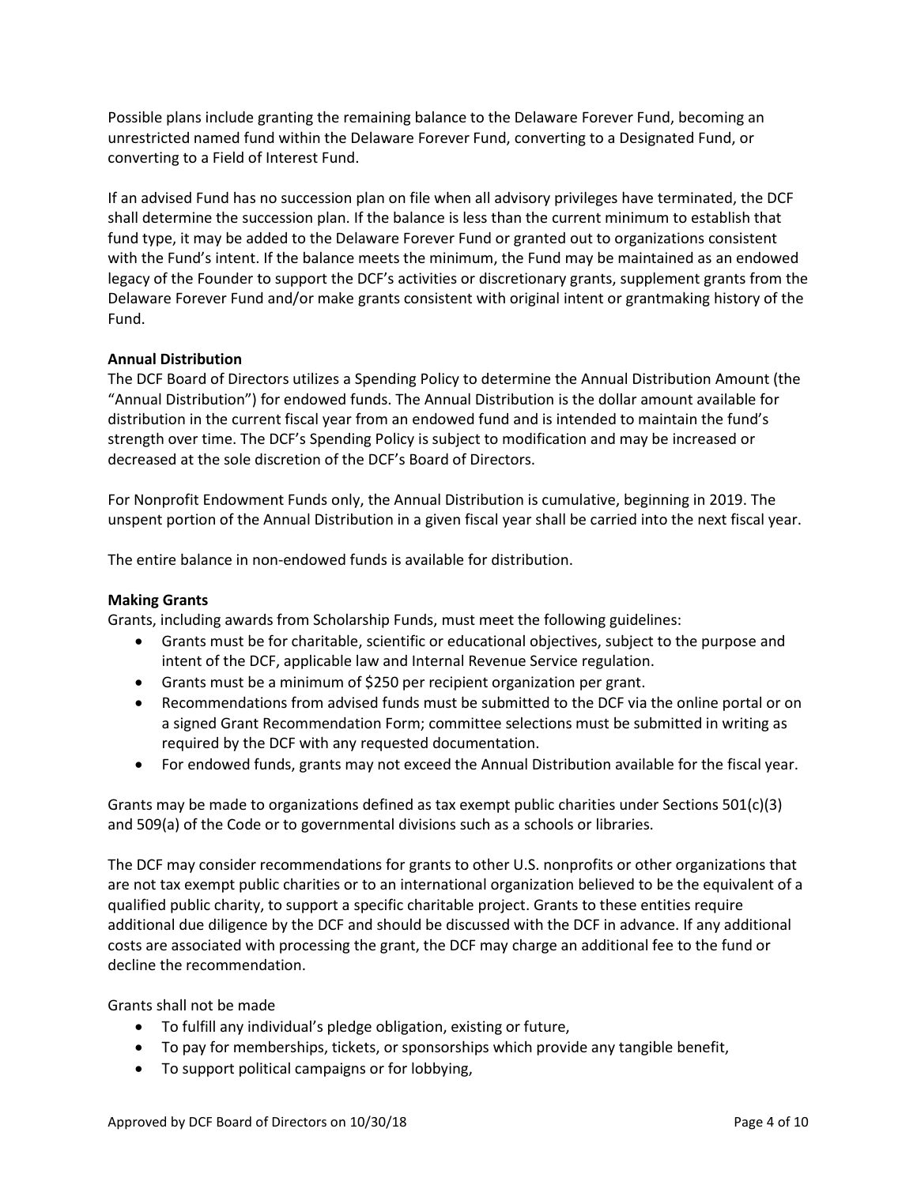Possible plans include granting the remaining balance to the Delaware Forever Fund, becoming an unrestricted named fund within the Delaware Forever Fund, converting to a Designated Fund, or converting to a Field of Interest Fund.

If an advised Fund has no succession plan on file when all advisory privileges have terminated, the DCF shall determine the succession plan. If the balance is less than the current minimum to establish that fund type, it may be added to the Delaware Forever Fund or granted out to organizations consistent with the Fund's intent. If the balance meets the minimum, the Fund may be maintained as an endowed legacy of the Founder to support the DCF's activities or discretionary grants, supplement grants from the Delaware Forever Fund and/or make grants consistent with original intent or grantmaking history of the Fund.

**Annual Distribution**

The DCF Board of Directors utilizes a Spending Policy to determine the Annual Distribution Amount (the "Annual Distribution") for endowed funds. The Annual Distribution is the dollar amount available for distribution in the current fiscal year from an endowed fund and is intended to maintain the fund's strength over time. The DCF's Spending Policy is subject to modification and may be increased or decreased at the sole discretion of the DCF's Board of Directors.

For Nonprofit Endowment Funds only, the Annual Distribution is cumulative, beginning in 2019. The unspent portion of the Annual Distribution in a given fiscal year shall be carried into the next fiscal year.

The entire balance in non-endowed funds is available for distribution.

**Making Grants**

Grants, including awards from Scholarship Funds, must meet the following guidelines:

- Grants must be for charitable, scientific or educational objectives, subject to the purpose and intent of the DCF, applicable law and Internal Revenue Service regulation.
- Grants must be a minimum of $250 per recipient organization per grant.
- Recommendations from advised funds must be submitted to the DCF via the online portal or on a signed Grant Recommendation Form; committee selections must be submitted in writing as required by the DCF with any requested documentation.
- For endowed funds, grants may not exceed the Annual Distribution available for the fiscal year.

Grants may be made to organizations defined as tax exempt public charities under Sections 501(c)(3) and 509(a) of the Code or to governmental divisions such as a schools or libraries.

The DCF may consider recommendations for grants to other U.S. nonprofits or other organizations that are not tax exempt public charities or to an international organization believed to be the equivalent of a qualified public charity, to support a specific charitable project. Grants to these entities require additional due diligence by the DCF and should be discussed with the DCF in advance. If any additional costs are associated with processing the grant, the DCF may charge an additional fee to the fund or decline the recommendation.

Grants shall not be made

- To fulfill any individual's pledge obligation, existing or future,
- To pay for memberships, tickets, or sponsorships which provide any tangible benefit,
- To support political campaigns or for lobbying,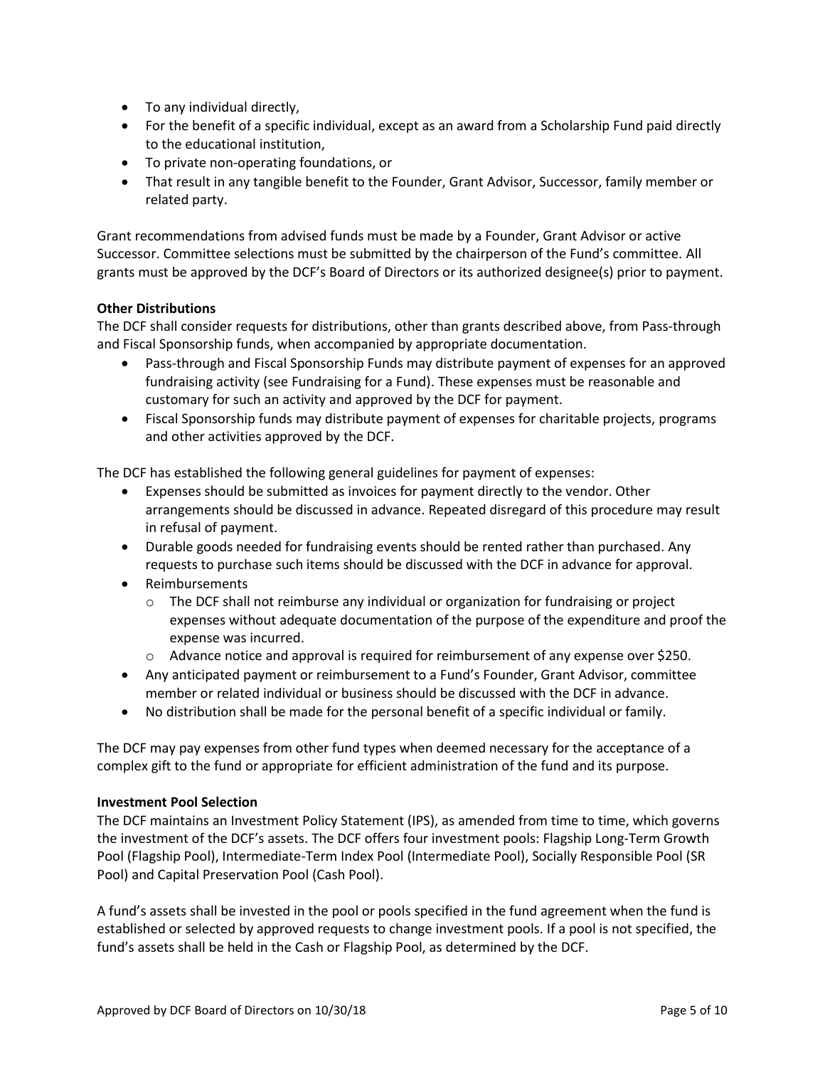- To any individual directly,
- For the benefit of a specific individual, except as an award from a Scholarship Fund paid directly to the educational institution,
- To private non-operating foundations, or
- That result in any tangible benefit to the Founder, Grant Advisor, Successor, family member or related party.

Grant recommendations from advised funds must be made by a Founder, Grant Advisor or active Successor. Committee selections must be submitted by the chairperson of the Fund's committee. All grants must be approved by the DCF's Board of Directors or its authorized designee(s) prior to payment.

**Other Distributions**

The DCF shall consider requests for distributions, other than grants described above, from Pass-through and Fiscal Sponsorship funds, when accompanied by appropriate documentation.

- Pass-through and Fiscal Sponsorship Funds may distribute payment of expenses for an approved fundraising activity (see Fundraising for a Fund). These expenses must be reasonable and customary for such an activity and approved by the DCF for payment.
- Fiscal Sponsorship funds may distribute payment of expenses for charitable projects, programs and other activities approved by the DCF.

The DCF has established the following general guidelines for payment of expenses:

- Expenses should be submitted as invoices for payment directly to the vendor. Other arrangements should be discussed in advance. Repeated disregard of this procedure may result in refusal of payment.
- Durable goods needed for fundraising events should be rented rather than purchased. Any requests to purchase such items should be discussed with the DCF in advance for approval.
- Reimbursements
  - The DCF shall not reimburse any individual or organization for fundraising or project expenses without adequate documentation of the purpose of the expenditure and proof the expense was incurred.
  - Advance notice and approval is required for reimbursement of any expense over $250.
- Any anticipated payment or reimbursement to a Fund's Founder, Grant Advisor, committee member or related individual or business should be discussed with the DCF in advance.
- No distribution shall be made for the personal benefit of a specific individual or family.

The DCF may pay expenses from other fund types when deemed necessary for the acceptance of a complex gift to the fund or appropriate for efficient administration of the fund and its purpose.

**Investment Pool Selection**

The DCF maintains an Investment Policy Statement (IPS), as amended from time to time, which governs the investment of the DCF's assets. The DCF offers four investment pools: Flagship Long-Term Growth Pool (Flagship Pool), Intermediate-Term Index Pool (Intermediate Pool), Socially Responsible Pool (SR Pool) and Capital Preservation Pool (Cash Pool).

A fund's assets shall be invested in the pool or pools specified in the fund agreement when the fund is established or selected by approved requests to change investment pools. If a pool is not specified, the fund's assets shall be held in the Cash or Flagship Pool, as determined by the DCF.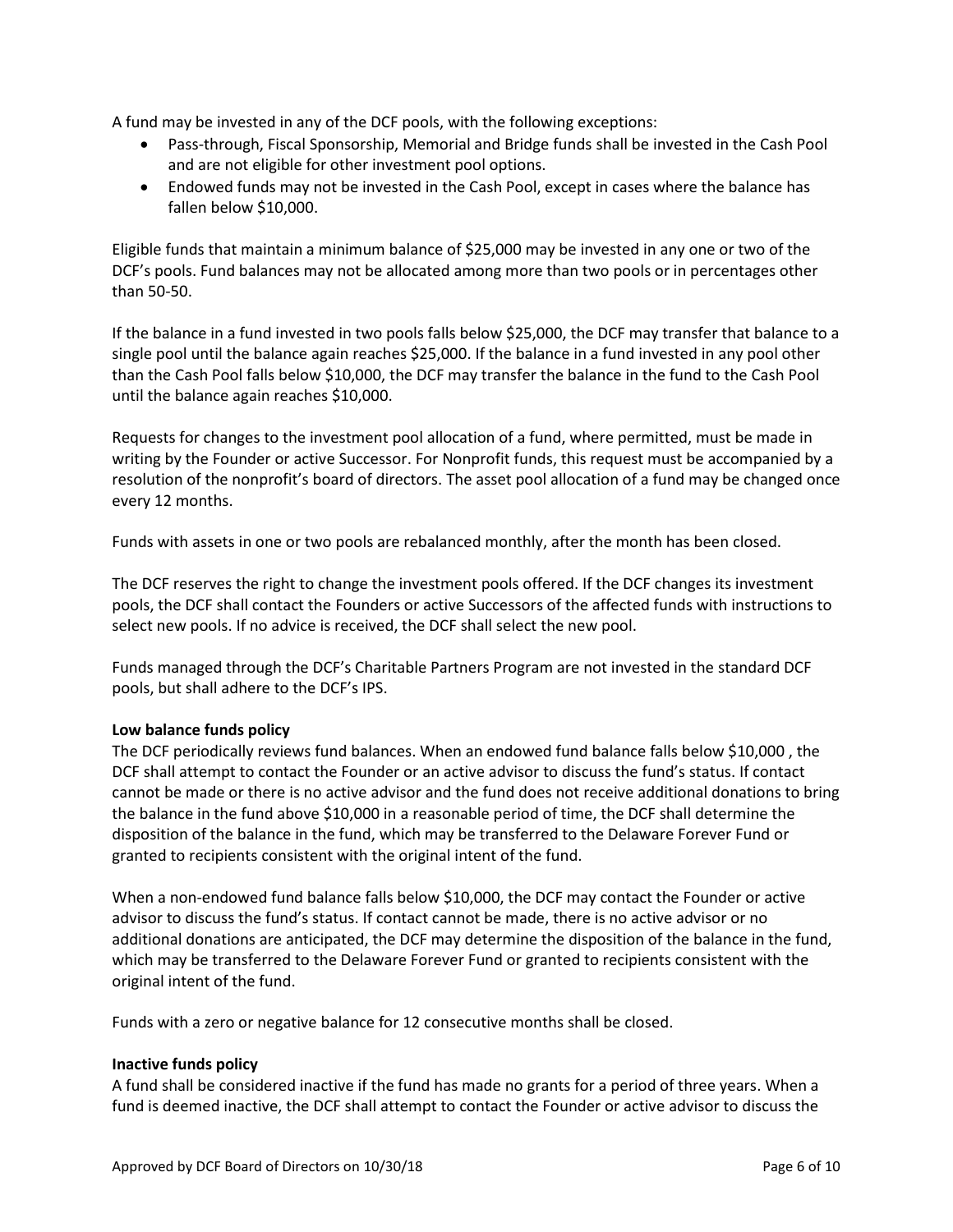A fund may be invested in any of the DCF pools, with the following exceptions:

- Pass-through, Fiscal Sponsorship, Memorial and Bridge funds shall be invested in the Cash Pool and are not eligible for other investment pool options.
- Endowed funds may not be invested in the Cash Pool, except in cases where the balance has fallen below $10,000.

Eligible funds that maintain a minimum balance of $25,000 may be invested in any one or two of the DCF's pools. Fund balances may not be allocated among more than two pools or in percentages other than 50-50.

If the balance in a fund invested in two pools falls below $25,000, the DCF may transfer that balance to a single pool until the balance again reaches $25,000. If the balance in a fund invested in any pool other than the Cash Pool falls below $10,000, the DCF may transfer the balance in the fund to the Cash Pool until the balance again reaches $10,000.

Requests for changes to the investment pool allocation of a fund, where permitted, must be made in writing by the Founder or active Successor. For Nonprofit funds, this request must be accompanied by a resolution of the nonprofit's board of directors. The asset pool allocation of a fund may be changed once every 12 months.

Funds with assets in one or two pools are rebalanced monthly, after the month has been closed.

The DCF reserves the right to change the investment pools offered. If the DCF changes its investment pools, the DCF shall contact the Founders or active Successors of the affected funds with instructions to select new pools. If no advice is received, the DCF shall select the new pool.

Funds managed through the DCF's Charitable Partners Program are not invested in the standard DCF pools, but shall adhere to the DCF's IPS.

**Low balance funds policy**

The DCF periodically reviews fund balances. When an endowed fund balance falls below $10,000 , the DCF shall attempt to contact the Founder or an active advisor to discuss the fund's status. If contact cannot be made or there is no active advisor and the fund does not receive additional donations to bring the balance in the fund above $10,000 in a reasonable period of time, the DCF shall determine the disposition of the balance in the fund, which may be transferred to the Delaware Forever Fund or granted to recipients consistent with the original intent of the fund.

When a non-endowed fund balance falls below $10,000, the DCF may contact the Founder or active advisor to discuss the fund's status. If contact cannot be made, there is no active advisor or no additional donations are anticipated, the DCF may determine the disposition of the balance in the fund, which may be transferred to the Delaware Forever Fund or granted to recipients consistent with the original intent of the fund.

Funds with a zero or negative balance for 12 consecutive months shall be closed.

**Inactive funds policy**

A fund shall be considered inactive if the fund has made no grants for a period of three years. When a fund is deemed inactive, the DCF shall attempt to contact the Founder or active advisor to discuss the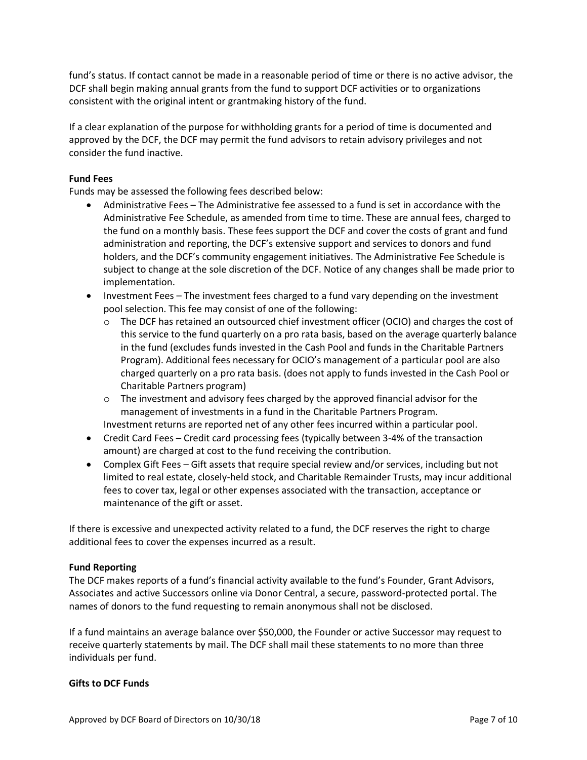fund's status. If contact cannot be made in a reasonable period of time or there is no active advisor, the DCF shall begin making annual grants from the fund to support DCF activities or to organizations consistent with the original intent or grantmaking history of the fund.

If a clear explanation of the purpose for withholding grants for a period of time is documented and approved by the DCF, the DCF may permit the fund advisors to retain advisory privileges and not consider the fund inactive.

**Fund Fees**

Funds may be assessed the following fees described below:

- Administrative Fees – The Administrative fee assessed to a fund is set in accordance with the Administrative Fee Schedule, as amended from time to time. These are annual fees, charged to the fund on a monthly basis. These fees support the DCF and cover the costs of grant and fund administration and reporting, the DCF's extensive support and services to donors and fund holders, and the DCF's community engagement initiatives. The Administrative Fee Schedule is subject to change at the sole discretion of the DCF. Notice of any changes shall be made prior to implementation.
- Investment Fees – The investment fees charged to a fund vary depending on the investment pool selection. This fee may consist of one of the following:
  - The DCF has retained an outsourced chief investment officer (OCIO) and charges the cost of this service to the fund quarterly on a pro rata basis, based on the average quarterly balance in the fund (excludes funds invested in the Cash Pool and funds in the Charitable Partners Program). Additional fees necessary for OCIO's management of a particular pool are also charged quarterly on a pro rata basis. (does not apply to funds invested in the Cash Pool or Charitable Partners program)
  - The investment and advisory fees charged by the approved financial advisor for the management of investments in a fund in the Charitable Partners Program.

  Investment returns are reported net of any other fees incurred within a particular pool.
- Credit Card Fees – Credit card processing fees (typically between 3-4% of the transaction amount) are charged at cost to the fund receiving the contribution.
- Complex Gift Fees – Gift assets that require special review and/or services, including but not limited to real estate, closely-held stock, and Charitable Remainder Trusts, may incur additional fees to cover tax, legal or other expenses associated with the transaction, acceptance or maintenance of the gift or asset.

If there is excessive and unexpected activity related to a fund, the DCF reserves the right to charge additional fees to cover the expenses incurred as a result.

**Fund Reporting**

The DCF makes reports of a fund's financial activity available to the fund's Founder, Grant Advisors, Associates and active Successors online via Donor Central, a secure, password-protected portal. The names of donors to the fund requesting to remain anonymous shall not be disclosed.

If a fund maintains an average balance over $50,000, the Founder or active Successor may request to receive quarterly statements by mail. The DCF shall mail these statements to no more than three individuals per fund.

**Gifts to DCF Funds**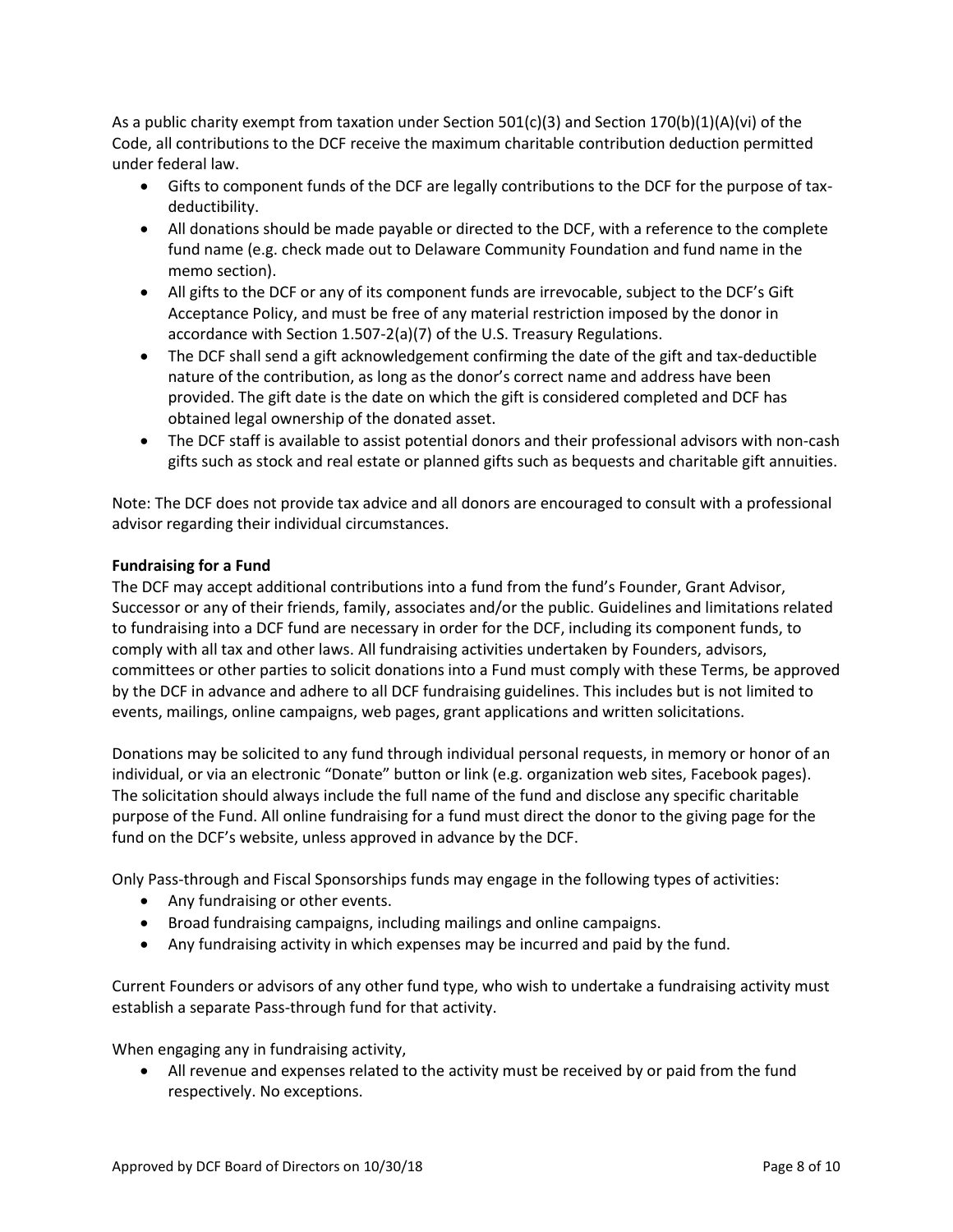As a public charity exempt from taxation under Section 501(c)(3) and Section 170(b)(1)(A)(vi) of the Code, all contributions to the DCF receive the maximum charitable contribution deduction permitted under federal law.

- Gifts to component funds of the DCF are legally contributions to the DCF for the purpose of tax-deductibility.
- All donations should be made payable or directed to the DCF, with a reference to the complete fund name (e.g. check made out to Delaware Community Foundation and fund name in the memo section).
- All gifts to the DCF or any of its component funds are irrevocable, subject to the DCF's Gift Acceptance Policy, and must be free of any material restriction imposed by the donor in accordance with Section 1.507-2(a)(7) of the U.S. Treasury Regulations.
- The DCF shall send a gift acknowledgement confirming the date of the gift and tax-deductible nature of the contribution, as long as the donor's correct name and address have been provided. The gift date is the date on which the gift is considered completed and DCF has obtained legal ownership of the donated asset.
- The DCF staff is available to assist potential donors and their professional advisors with non-cash gifts such as stock and real estate or planned gifts such as bequests and charitable gift annuities.

Note: The DCF does not provide tax advice and all donors are encouraged to consult with a professional advisor regarding their individual circumstances.

**Fundraising for a Fund**

The DCF may accept additional contributions into a fund from the fund's Founder, Grant Advisor, Successor or any of their friends, family, associates and/or the public. Guidelines and limitations related to fundraising into a DCF fund are necessary in order for the DCF, including its component funds, to comply with all tax and other laws. All fundraising activities undertaken by Founders, advisors, committees or other parties to solicit donations into a Fund must comply with these Terms, be approved by the DCF in advance and adhere to all DCF fundraising guidelines. This includes but is not limited to events, mailings, online campaigns, web pages, grant applications and written solicitations.

Donations may be solicited to any fund through individual personal requests, in memory or honor of an individual, or via an electronic "Donate" button or link (e.g. organization web sites, Facebook pages). The solicitation should always include the full name of the fund and disclose any specific charitable purpose of the Fund. All online fundraising for a fund must direct the donor to the giving page for the fund on the DCF's website, unless approved in advance by the DCF.

Only Pass-through and Fiscal Sponsorships funds may engage in the following types of activities:

- Any fundraising or other events.
- Broad fundraising campaigns, including mailings and online campaigns.
- Any fundraising activity in which expenses may be incurred and paid by the fund.

Current Founders or advisors of any other fund type, who wish to undertake a fundraising activity must establish a separate Pass-through fund for that activity.

When engaging any in fundraising activity,

- All revenue and expenses related to the activity must be received by or paid from the fund respectively. No exceptions.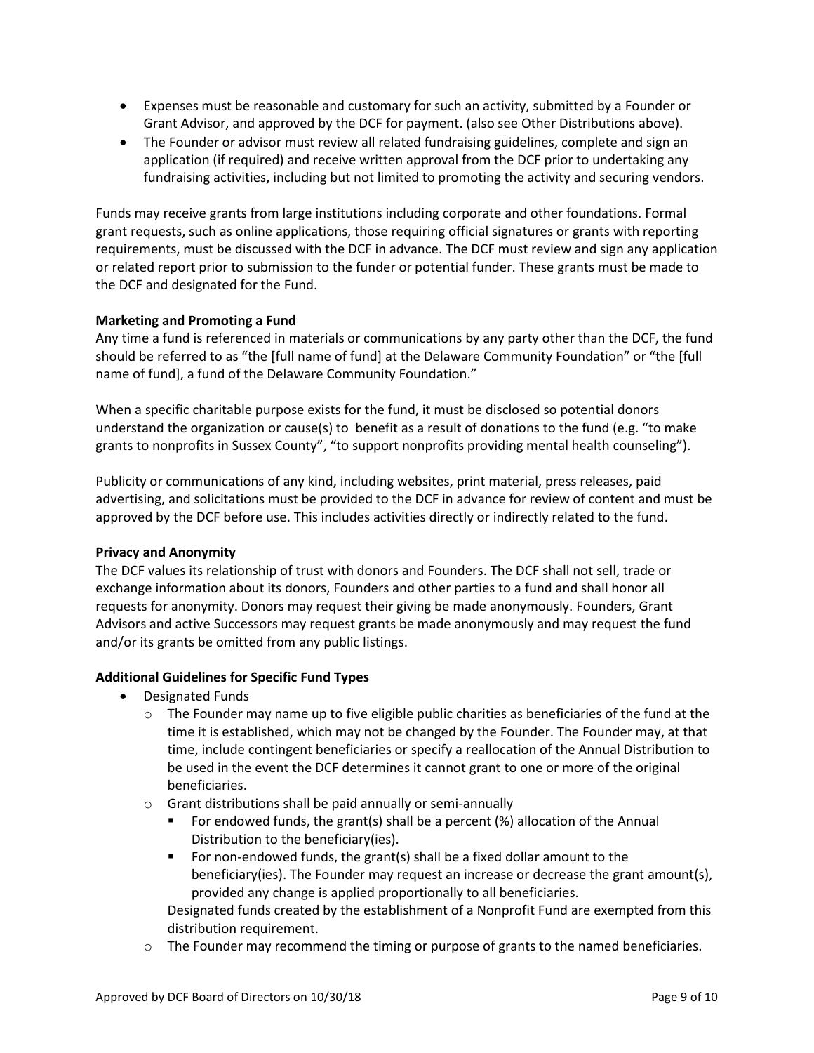- Expenses must be reasonable and customary for such an activity, submitted by a Founder or Grant Advisor, and approved by the DCF for payment. (also see Other Distributions above).
- The Founder or advisor must review all related fundraising guidelines, complete and sign an application (if required) and receive written approval from the DCF prior to undertaking any fundraising activities, including but not limited to promoting the activity and securing vendors.

Funds may receive grants from large institutions including corporate and other foundations. Formal grant requests, such as online applications, those requiring official signatures or grants with reporting requirements, must be discussed with the DCF in advance. The DCF must review and sign any application or related report prior to submission to the funder or potential funder. These grants must be made to the DCF and designated for the Fund.

**Marketing and Promoting a Fund**

Any time a fund is referenced in materials or communications by any party other than the DCF, the fund should be referred to as "the [full name of fund] at the Delaware Community Foundation" or "the [full name of fund], a fund of the Delaware Community Foundation."

When a specific charitable purpose exists for the fund, it must be disclosed so potential donors understand the organization or cause(s) to benefit as a result of donations to the fund (e.g. "to make grants to nonprofits in Sussex County", "to support nonprofits providing mental health counseling").

Publicity or communications of any kind, including websites, print material, press releases, paid advertising, and solicitations must be provided to the DCF in advance for review of content and must be approved by the DCF before use. This includes activities directly or indirectly related to the fund.

**Privacy and Anonymity**

The DCF values its relationship of trust with donors and Founders. The DCF shall not sell, trade or exchange information about its donors, Founders and other parties to a fund and shall honor all requests for anonymity. Donors may request their giving be made anonymously. Founders, Grant Advisors and active Successors may request grants be made anonymously and may request the fund and/or its grants be omitted from any public listings.

**Additional Guidelines for Specific Fund Types**

- Designated Funds
  - The Founder may name up to five eligible public charities as beneficiaries of the fund at the time it is established, which may not be changed by the Founder. The Founder may, at that time, include contingent beneficiaries or specify a reallocation of the Annual Distribution to be used in the event the DCF determines it cannot grant to one or more of the original beneficiaries.
  - Grant distributions shall be paid annually or semi-annually
    - For endowed funds, the grant(s) shall be a percent (%) allocation of the Annual Distribution to the beneficiary(ies).
    - For non-endowed funds, the grant(s) shall be a fixed dollar amount to the beneficiary(ies). The Founder may request an increase or decrease the grant amount(s), provided any change is applied proportionally to all beneficiaries.

    Designated funds created by the establishment of a Nonprofit Fund are exempted from this distribution requirement.
  - The Founder may recommend the timing or purpose of grants to the named beneficiaries.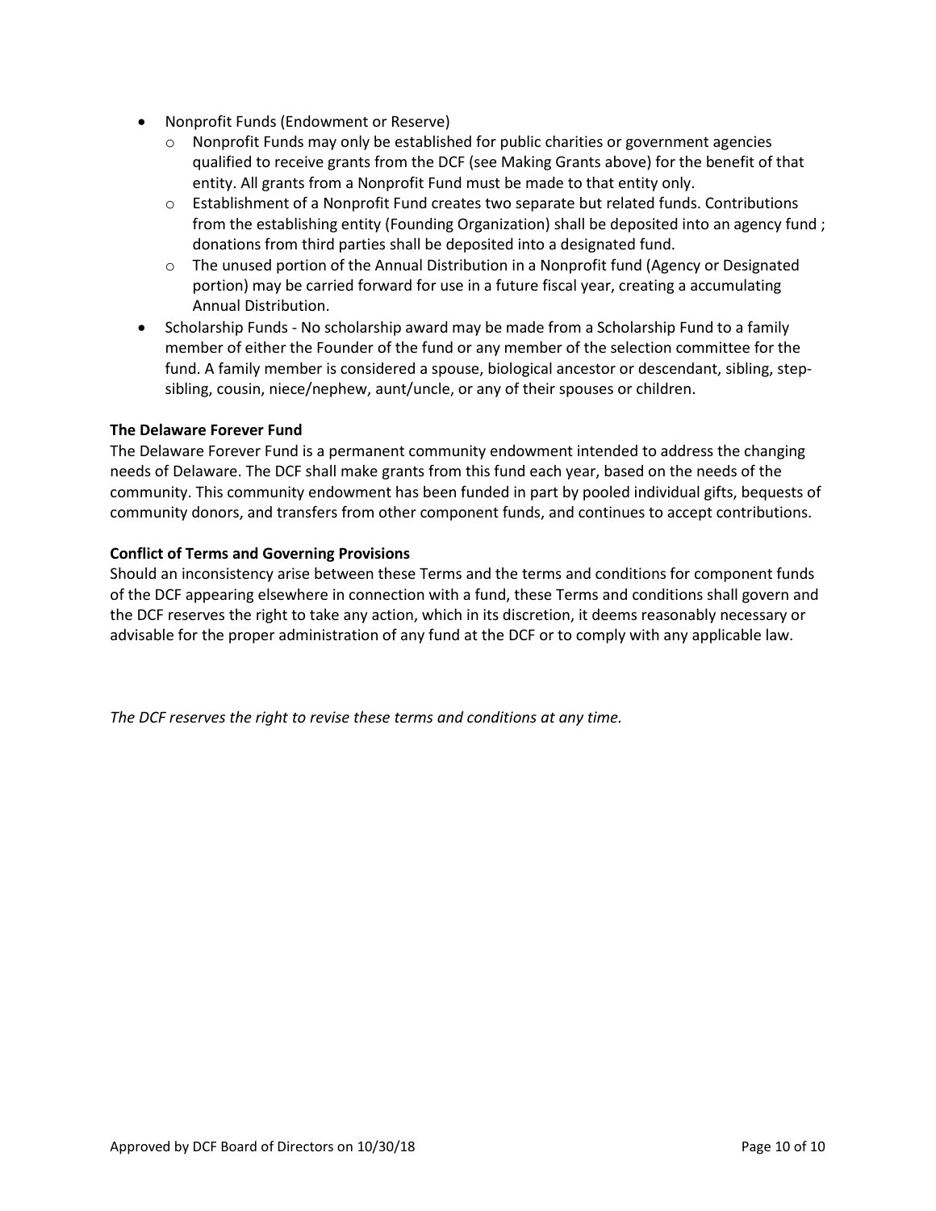- Nonprofit Funds (Endowment or Reserve)
  - Nonprofit Funds may only be established for public charities or government agencies qualified to receive grants from the DCF (see Making Grants above) for the benefit of that entity. All grants from a Nonprofit Fund must be made to that entity only.
  - Establishment of a Nonprofit Fund creates two separate but related funds. Contributions from the establishing entity (Founding Organization) shall be deposited into an agency fund ; donations from third parties shall be deposited into a designated fund.
  - The unused portion of the Annual Distribution in a Nonprofit fund (Agency or Designated portion) may be carried forward for use in a future fiscal year, creating a accumulating Annual Distribution.
- Scholarship Funds - No scholarship award may be made from a Scholarship Fund to a family member of either the Founder of the fund or any member of the selection committee for the fund. A family member is considered a spouse, biological ancestor or descendant, sibling, step-sibling, cousin, niece/nephew, aunt/uncle, or any of their spouses or children.

**The Delaware Forever Fund**

The Delaware Forever Fund is a permanent community endowment intended to address the changing needs of Delaware. The DCF shall make grants from this fund each year, based on the needs of the community. This community endowment has been funded in part by pooled individual gifts, bequests of community donors, and transfers from other component funds, and continues to accept contributions.

**Conflict of Terms and Governing Provisions**

Should an inconsistency arise between these Terms and the terms and conditions for component funds of the DCF appearing elsewhere in connection with a fund, these Terms and conditions shall govern and the DCF reserves the right to take any action, which in its discretion, it deems reasonably necessary or advisable for the proper administration of any fund at the DCF or to comply with any applicable law.

*The DCF reserves the right to revise these terms and conditions at any time.*

Approved by DCF Board of Directors on 10/30/18